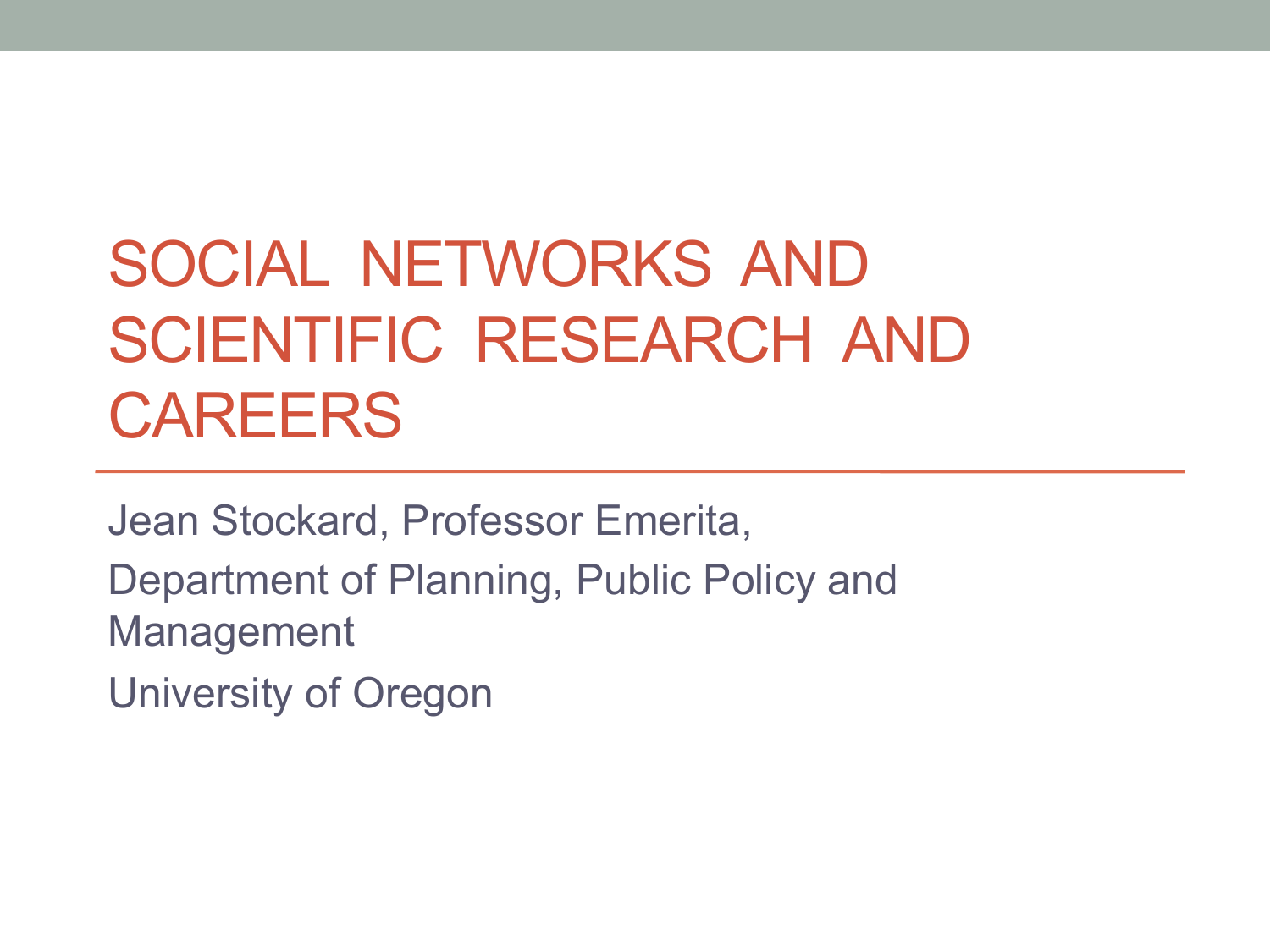# SOCIAL NETWORKS AND SCIENTIFIC RESEARCH AND CAREERS

Jean Stockard, Professor Emerita,

Department of Planning, Public Policy and Management

University of Oregon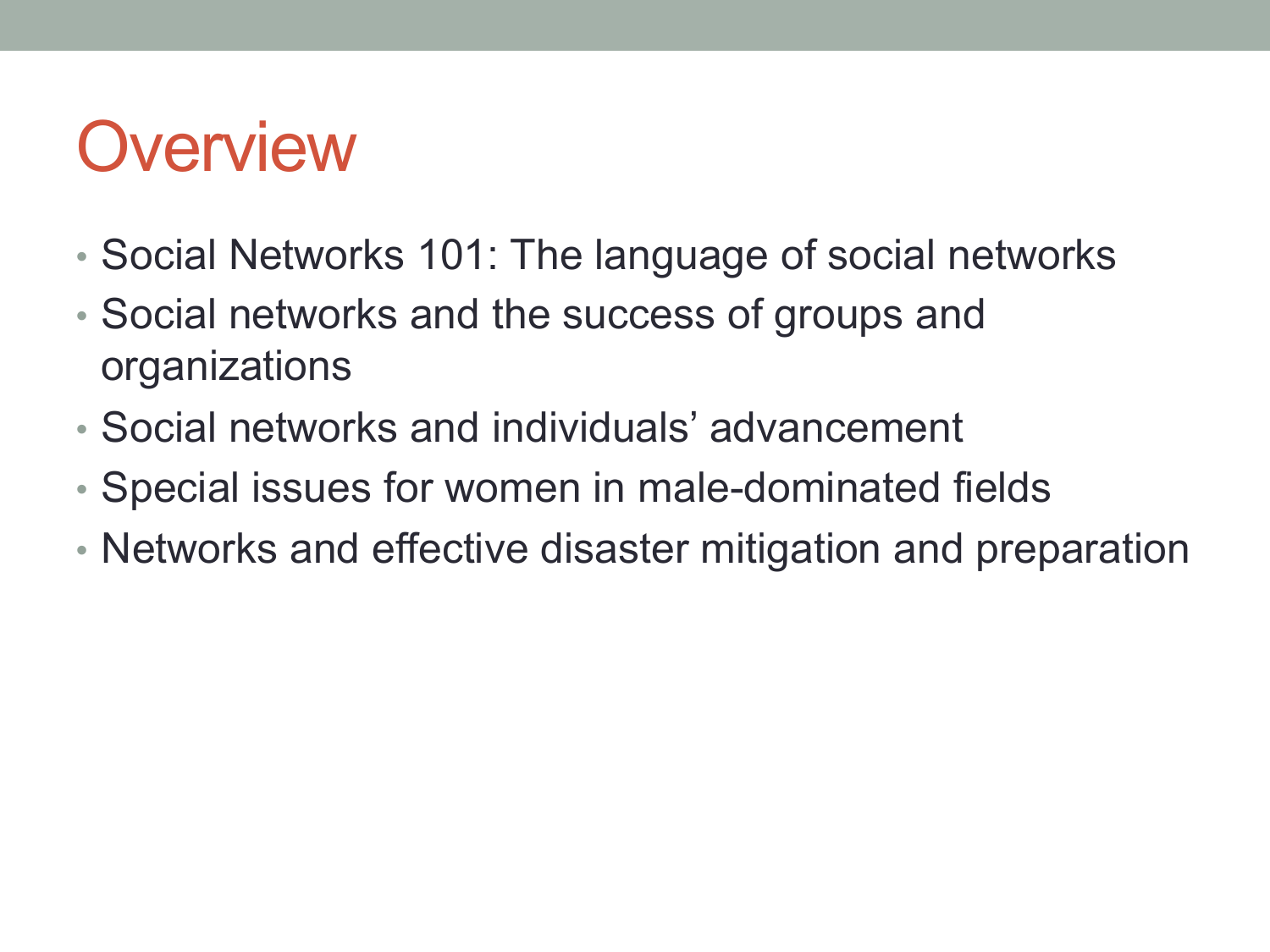# Overview

- Social Networks 101: The language of social networks
- Social networks and the success of groups and organizations
- Social networks and individuals' advancement
- Special issues for women in male-dominated fields
- Networks and effective disaster mitigation and preparation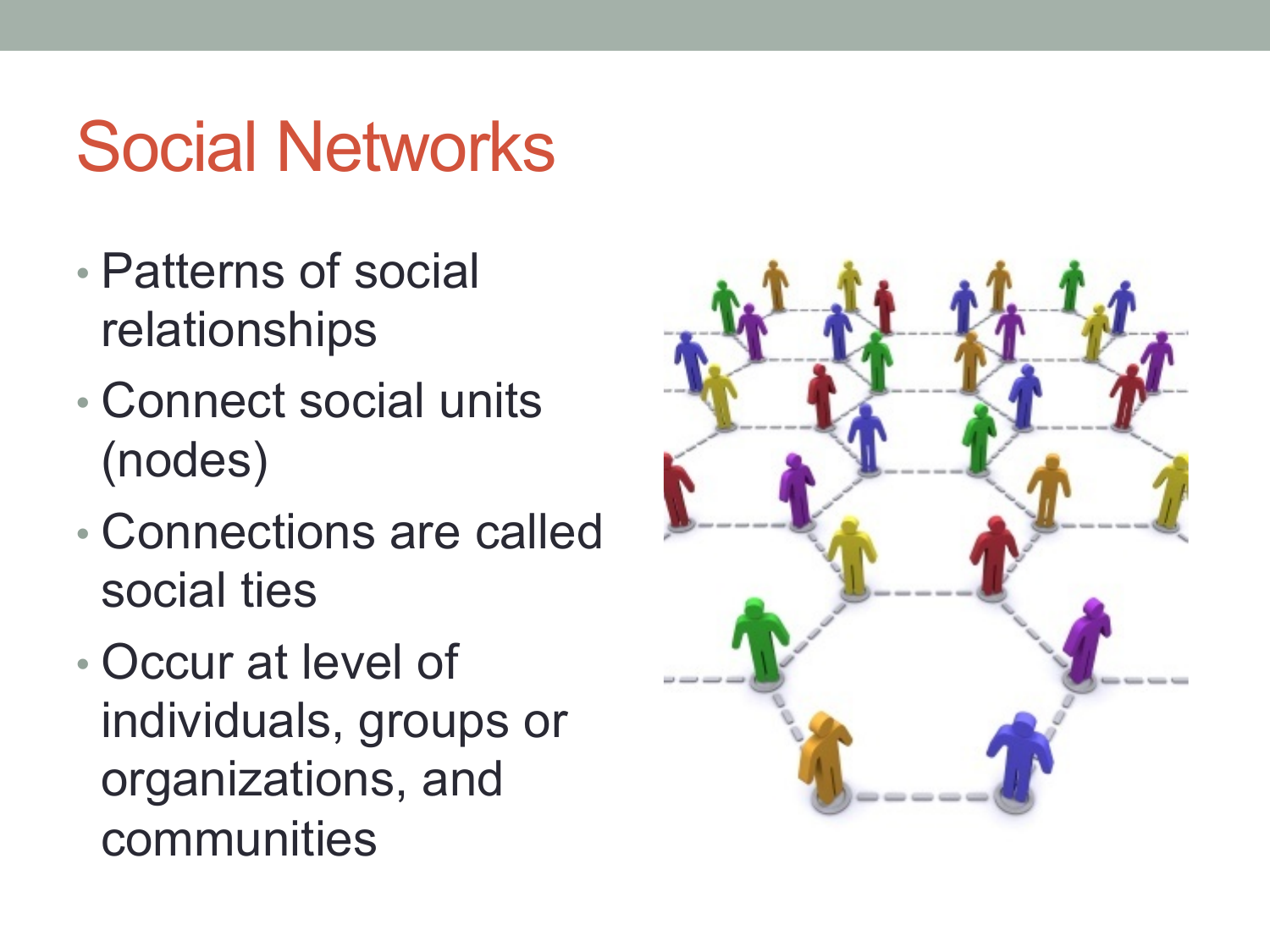# Social Networks

- Patterns of social relationships
- Connect social units (nodes)
- Connections are called social ties
- Occur at level of individuals, groups or organizations, and communities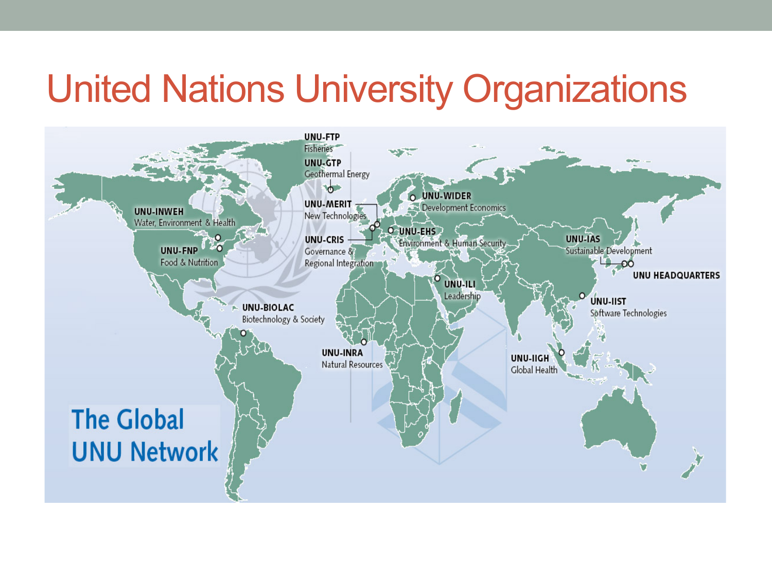# United Nations University Organizations

The Global UNU Network

- UNU-FTP — Fisheries
- UNU-GTP — Geothermal Energy
- UNU-MERIT — New Technologies
- UNU-CRIS — Governance & Regional Integration
- UNU-WIDER — Development Economics
- UNU-EHS — Environment & Human Security
- UNU-INWEH — Water, Environment & Health
- UNU-FNP — Food & Nutrition
- UNU-BIOLAC — Biotechnology & Society
- UNU-INRA — Natural Resources
- UNU-ILI — Leadership
- UNU-IAS — Sustainable Development
- UNU HEADQUARTERS
- UNU-IIST — Software Technologies
- UNU-IIGH — Global Health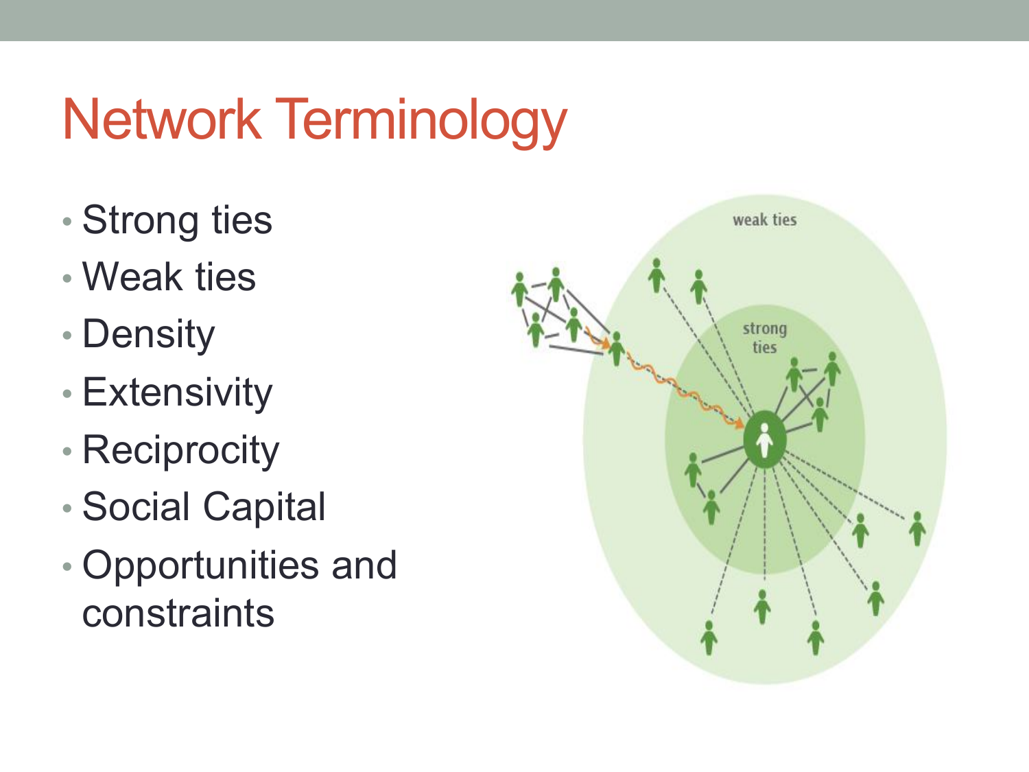# Network Terminology

- Strong ties
- Weak ties
- Density
- Extensivity
- Reciprocity
- Social Capital
- Opportunities and constraints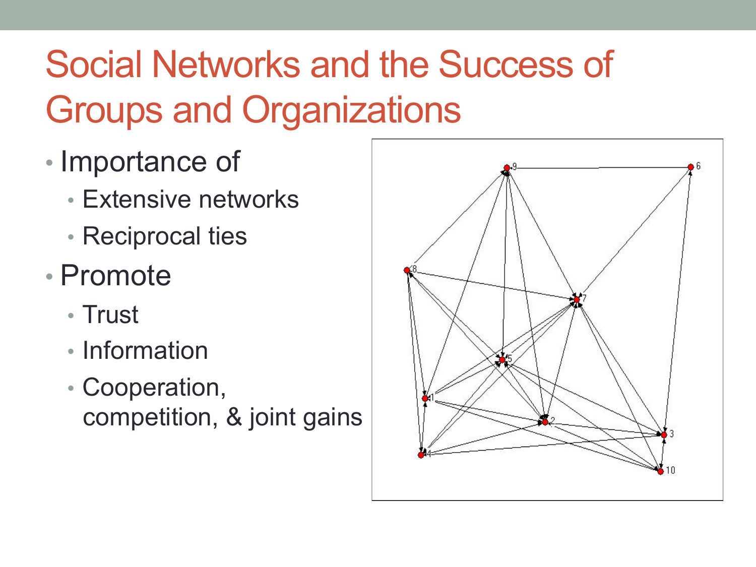# Social Networks and the Success of Groups and Organizations

- Importance of
  - Extensive networks
  - Reciprocal ties
- Promote
  - Trust
  - Information
  - Cooperation, competition, & joint gains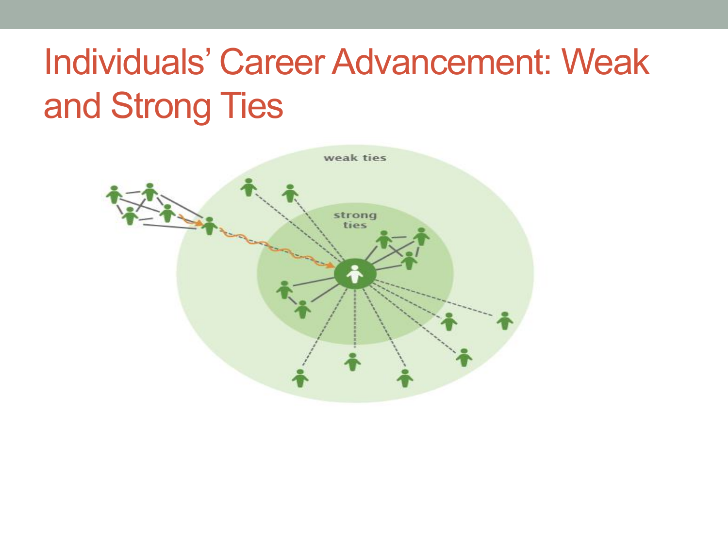# Individuals' Career Advancement: Weak and Strong Ties

weak ties

strong ties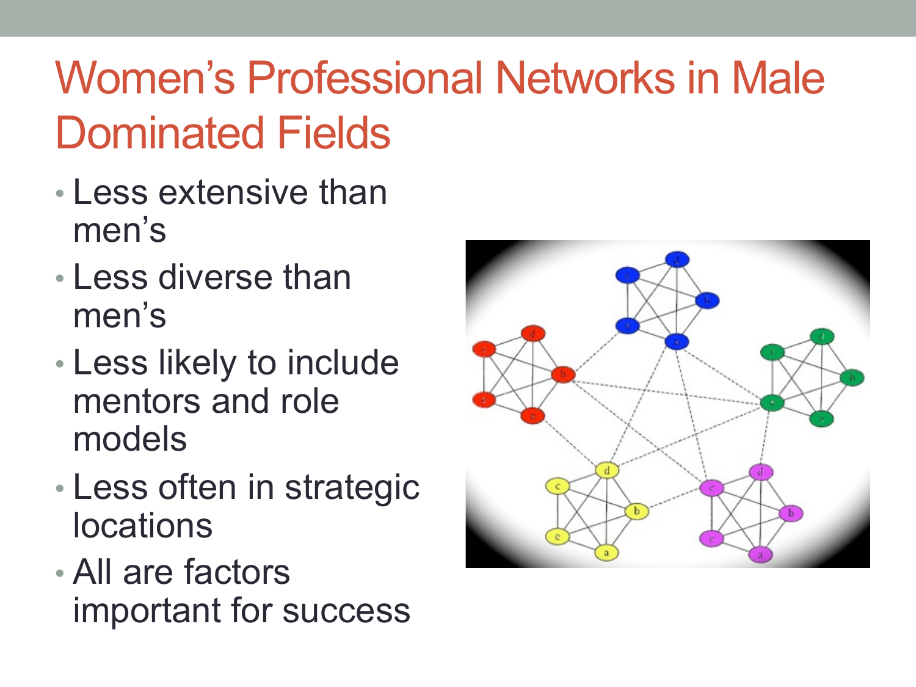# Women's Professional Networks in Male Dominated Fields

- Less extensive than men's
- Less diverse than men's
- Less likely to include mentors and role models
- Less often in strategic locations
- All are factors important for success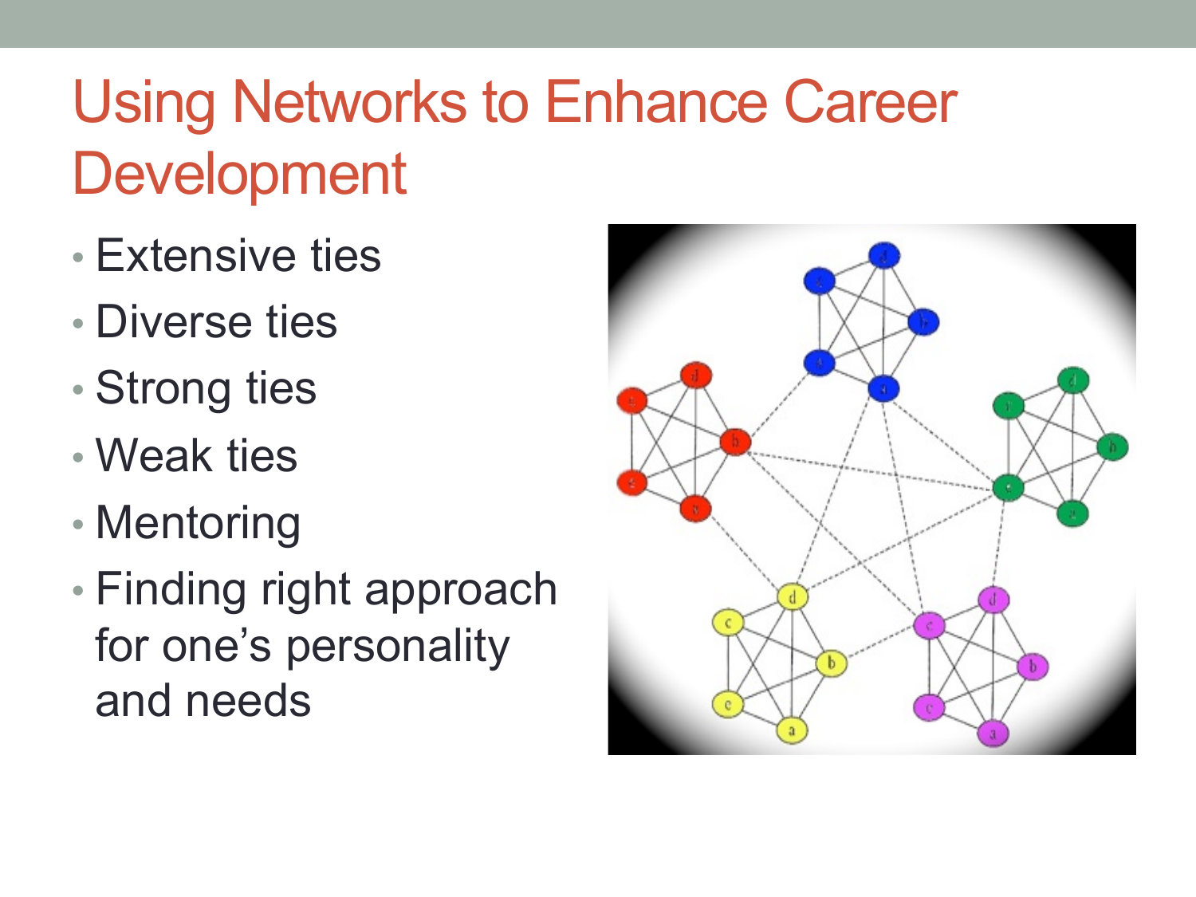# Using Networks to Enhance Career Development

- Extensive ties
- Diverse ties
- Strong ties
- Weak ties
- Mentoring
- Finding right approach for one's personality and needs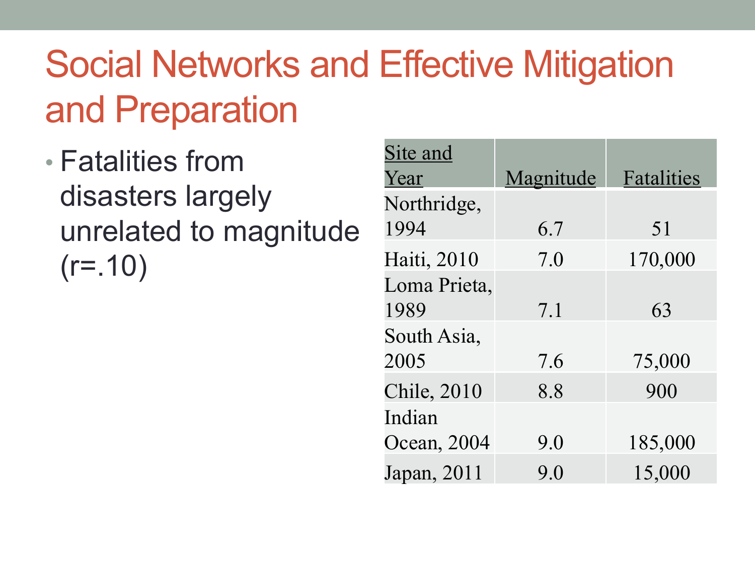# Social Networks and Effective Mitigation and Preparation

- Fatalities from disasters largely unrelated to magnitude (r=.10)

| Site and Year | Magnitude | Fatalities |
|---|---|---|
| Northridge, 1994 | 6.7 | 51 |
| Haiti, 2010 | 7.0 | 170,000 |
| Loma Prieta, 1989 | 7.1 | 63 |
| South Asia, 2005 | 7.6 | 75,000 |
| Chile, 2010 | 8.8 | 900 |
| Indian Ocean, 2004 | 9.0 | 185,000 |
| Japan, 2011 | 9.0 | 15,000 |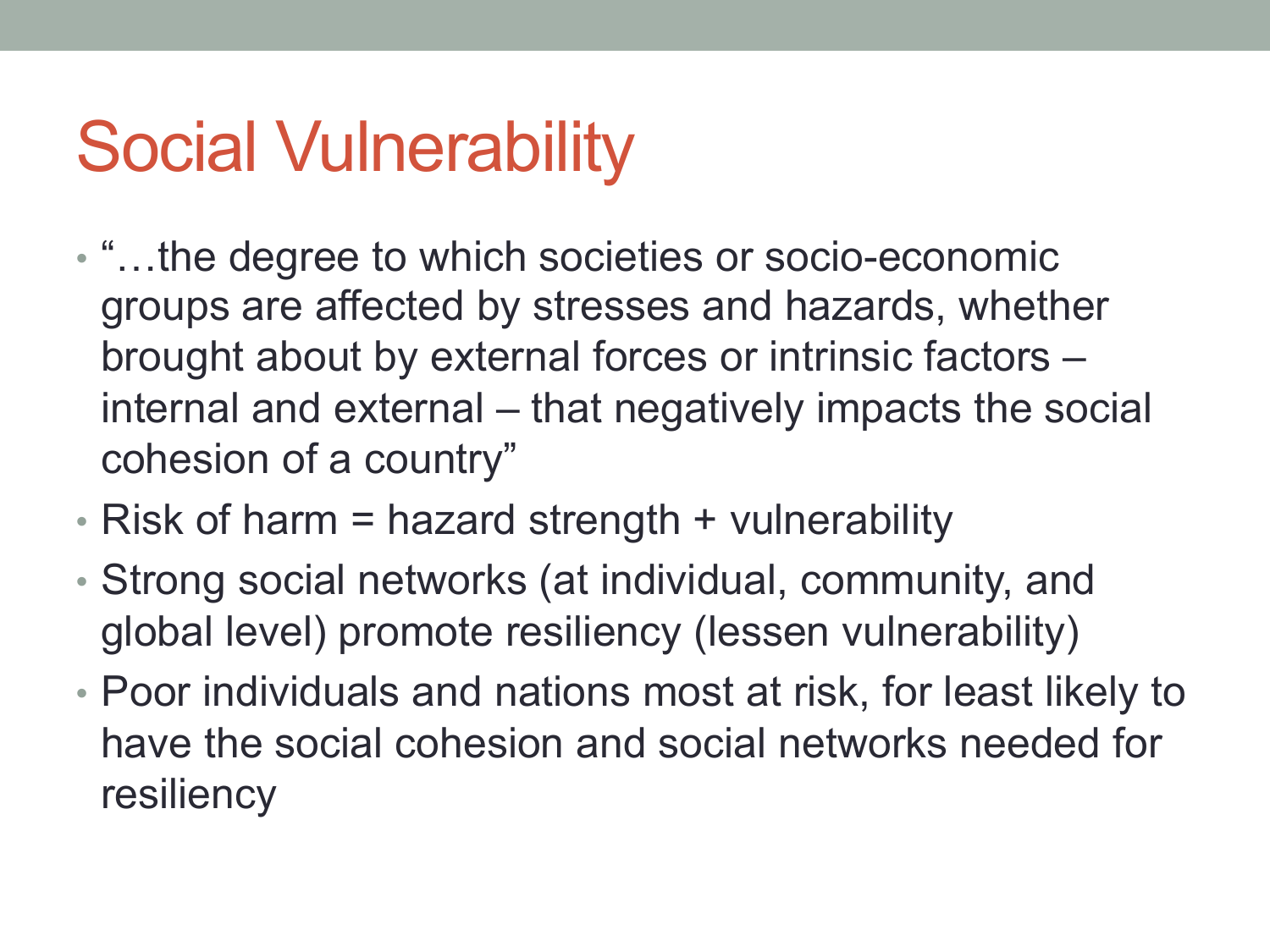# Social Vulnerability

- "…the degree to which societies or socio-economic groups are affected by stresses and hazards, whether brought about by external forces or intrinsic factors – internal and external – that negatively impacts the social cohesion of a country"
- Risk of harm = hazard strength + vulnerability
- Strong social networks (at individual, community, and global level) promote resiliency (lessen vulnerability)
- Poor individuals and nations most at risk, for least likely to have the social cohesion and social networks needed for resiliency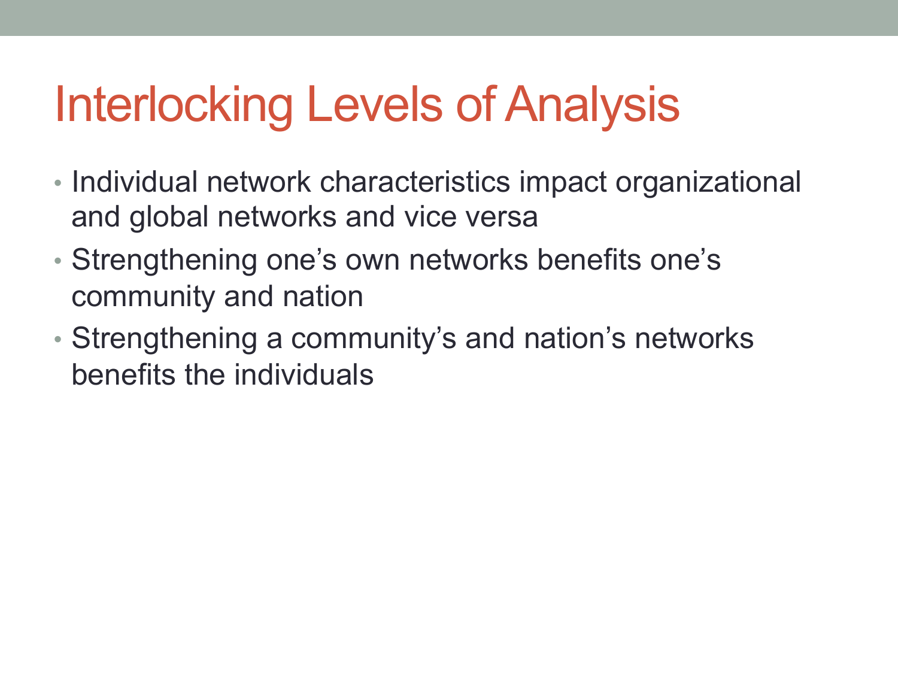# Interlocking Levels of Analysis

- Individual network characteristics impact organizational and global networks and vice versa
- Strengthening one’s own networks benefits one’s community and nation
- Strengthening a community’s and nation’s networks benefits the individuals